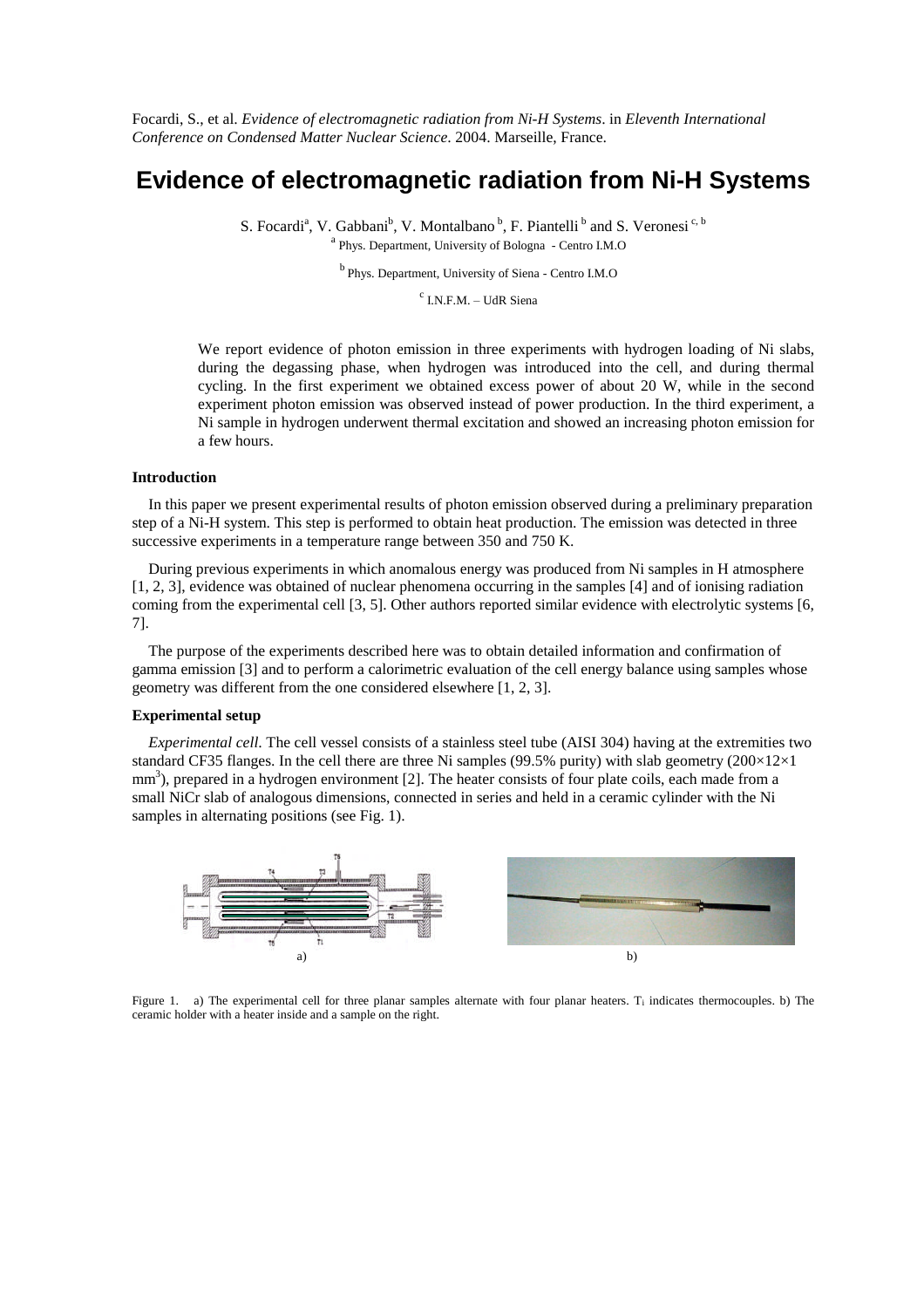Focardi, S., et al. *Evidence of electromagnetic radiation from Ni-H Systems*. in *Eleventh International Conference on Condensed Matter Nuclear Science*. 2004. Marseille, France.

# Evidence of electromagnetic radiation from Ni-H Systems

S. Focardi[a], V. Gabbani[b], V. Montalbano[b], F. Piantelli[b] and S. Veronesi[c, b]

[a] Phys. Department, University of Bologna - Centro I.M.O

[b] Phys. Department, University of Siena - Centro I.M.O

[c] I.N.F.M. – UdR Siena

We report evidence of photon emission in three experiments with hydrogen loading of Ni slabs, during the degassing phase, when hydrogen was introduced into the cell, and during thermal cycling. In the first experiment we obtained excess power of about 20 W, while in the second experiment photon emission was observed instead of power production. In the third experiment, a Ni sample in hydrogen underwent thermal excitation and showed an increasing photon emission for a few hours.

### Introduction

In this paper we present experimental results of photon emission observed during a preliminary preparation step of a Ni-H system. This step is performed to obtain heat production. The emission was detected in three successive experiments in a temperature range between 350 and 750 K.

During previous experiments in which anomalous energy was produced from Ni samples in H atmosphere [1, 2, 3], evidence was obtained of nuclear phenomena occurring in the samples [4] and of ionising radiation coming from the experimental cell [3, 5]. Other authors reported similar evidence with electrolytic systems [6, 7].

The purpose of the experiments described here was to obtain detailed information and confirmation of gamma emission [3] and to perform a calorimetric evaluation of the cell energy balance using samples whose geometry was different from the one considered elsewhere [1, 2, 3].

### Experimental setup

*Experimental cell*. The cell vessel consists of a stainless steel tube (AISI 304) having at the extremities two standard CF35 flanges. In the cell there are three Ni samples (99.5% purity) with slab geometry ($200\times12\times1$ mm$^3$), prepared in a hydrogen environment [2]. The heater consists of four plate coils, each made from a small NiCr slab of analogous dimensions, connected in series and held in a ceramic cylinder with the Ni samples in alternating positions (see Fig. 1).

a) b)

Figure 1. a) The experimental cell for three planar samples alternate with four planar heaters. $T_i$ indicates thermocouples. b) The ceramic holder with a heater inside and a sample on the right.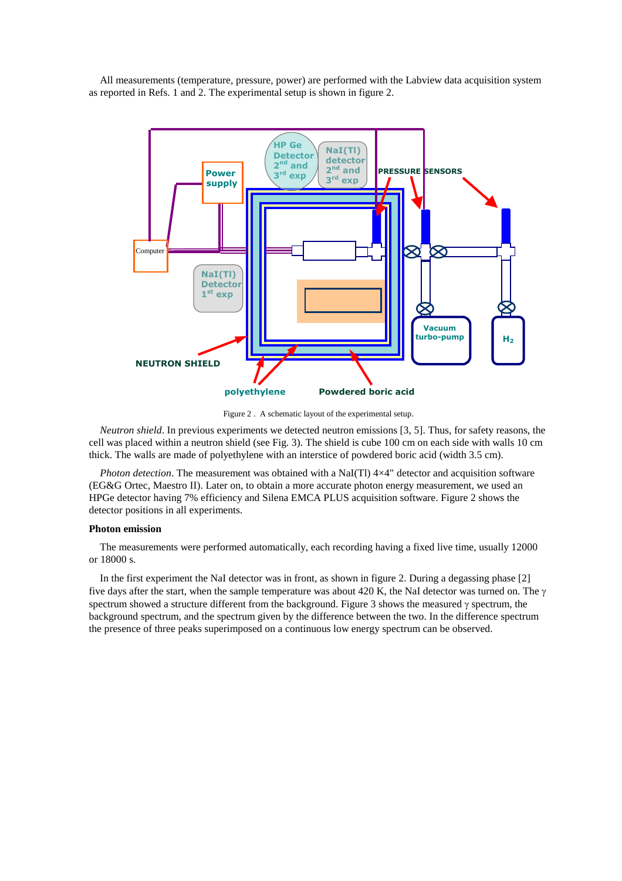All measurements (temperature, pressure, power) are performed with the Labview data acquisition system as reported in Refs. 1 and 2. The experimental setup is shown in figure 2.

Figure 2 . A schematic layout of the experimental setup.

*Neutron shield*. In previous experiments we detected neutron emissions [3, 5]. Thus, for safety reasons, the cell was placed within a neutron shield (see Fig. 3). The shield is cube 100 cm on each side with walls 10 cm thick. The walls are made of polyethylene with an interstice of powdered boric acid (width 3.5 cm).

*Photon detection*. The measurement was obtained with a NaI(Tl) 4×4" detector and acquisition software (EG&G Ortec, Maestro II). Later on, to obtain a more accurate photon energy measurement, we used an HPGe detector having 7% efficiency and Silena EMCA PLUS acquisition software. Figure 2 shows the detector positions in all experiments.

**Photon emission**

The measurements were performed automatically, each recording having a fixed live time, usually 12000 or 18000 s.

In the first experiment the NaI detector was in front, as shown in figure 2. During a degassing phase [2] five days after the start, when the sample temperature was about 420 K, the NaI detector was turned on. The $\gamma$ spectrum showed a structure different from the background. Figure 3 shows the measured $\gamma$ spectrum, the background spectrum, and the spectrum given by the difference between the two. In the difference spectrum the presence of three peaks superimposed on a continuous low energy spectrum can be observed.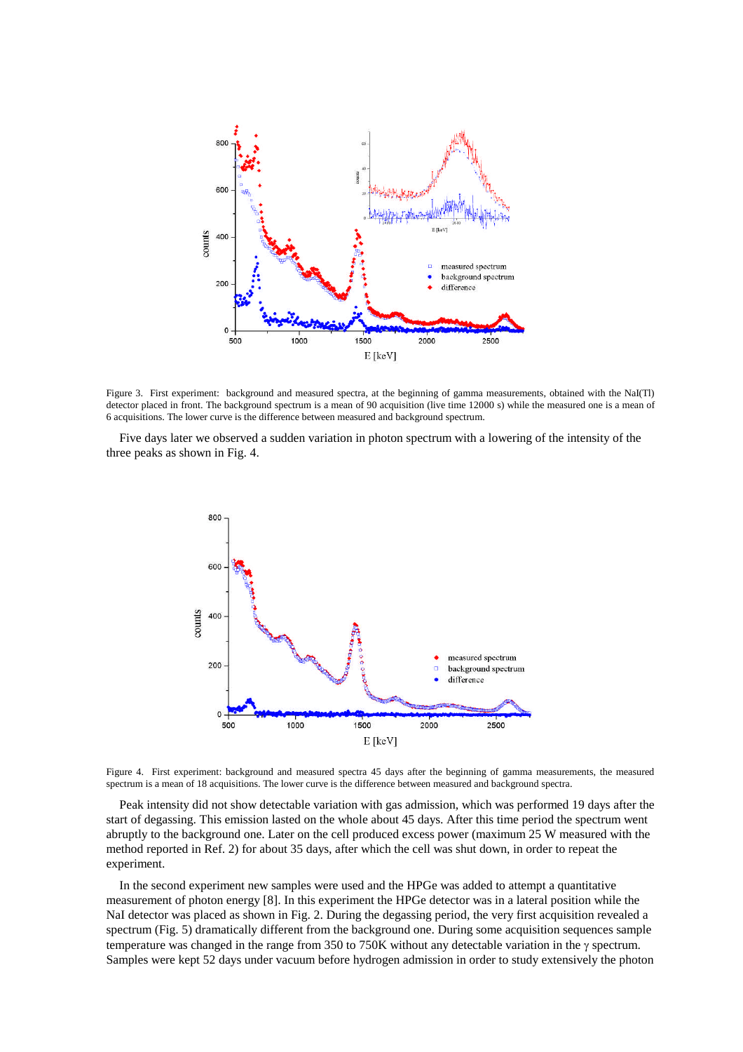Figure 3. First experiment: background and measured spectra, at the beginning of gamma measurements, obtained with the NaI(Tl) detector placed in front. The background spectrum is a mean of 90 acquisition (live time 12000 s) while the measured one is a mean of 6 acquisitions. The lower curve is the difference between measured and background spectrum.

Five days later we observed a sudden variation in photon spectrum with a lowering of the intensity of the three peaks as shown in Fig. 4.

Figure 4. First experiment: background and measured spectra 45 days after the beginning of gamma measurements, the measured spectrum is a mean of 18 acquisitions. The lower curve is the difference between measured and background spectra.

Peak intensity did not show detectable variation with gas admission, which was performed 19 days after the start of degassing. This emission lasted on the whole about 45 days. After this time period the spectrum went abruptly to the background one. Later on the cell produced excess power (maximum 25 W measured with the method reported in Ref. 2) for about 35 days, after which the cell was shut down, in order to repeat the experiment.

In the second experiment new samples were used and the HPGe was added to attempt a quantitative measurement of photon energy [8]. In this experiment the HPGe detector was in a lateral position while the NaI detector was placed as shown in Fig. 2. During the degassing period, the very first acquisition revealed a spectrum (Fig. 5) dramatically different from the background one. During some acquisition sequences sample temperature was changed in the range from 350 to 750K without any detectable variation in the $\gamma$ spectrum. Samples were kept 52 days under vacuum before hydrogen admission in order to study extensively the photon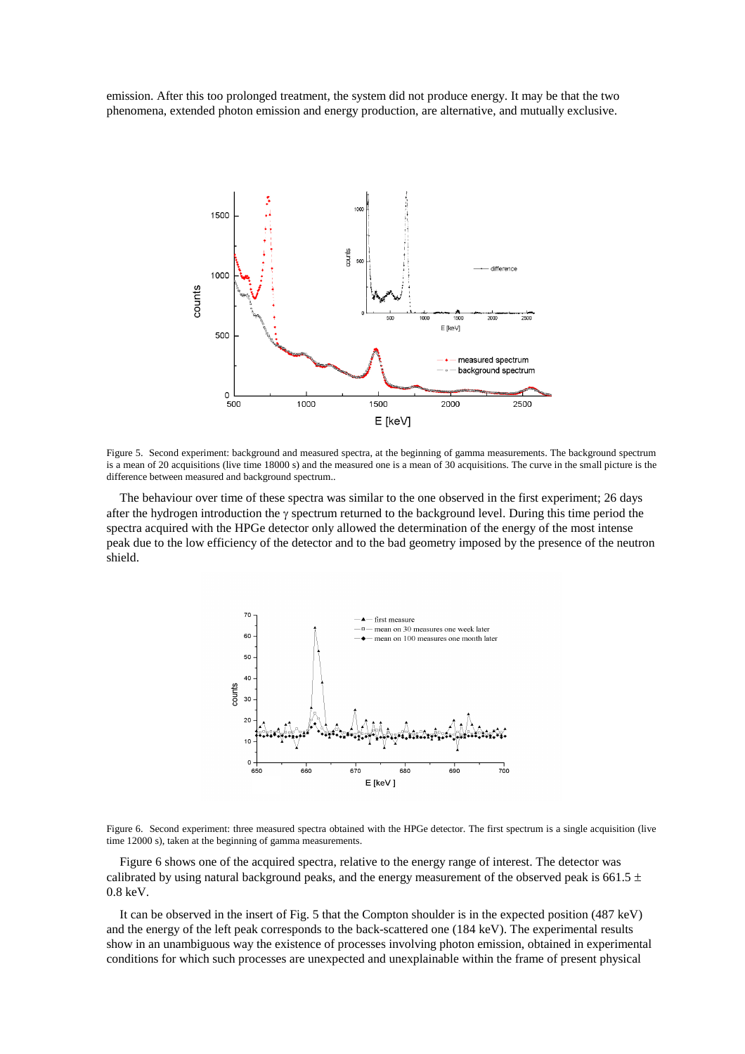emission. After this too prolonged treatment, the system did not produce energy. It may be that the two phenomena, extended photon emission and energy production, are alternative, and mutually exclusive.

Figure 5. Second experiment: background and measured spectra, at the beginning of gamma measurements. The background spectrum is a mean of 20 acquisitions (live time 18000 s) and the measured one is a mean of 30 acquisitions. The curve in the small picture is the difference between measured and background spectrum..

The behaviour over time of these spectra was similar to the one observed in the first experiment; 26 days after the hydrogen introduction the $\gamma$ spectrum returned to the background level. During this time period the spectra acquired with the HPGe detector only allowed the determination of the energy of the most intense peak due to the low efficiency of the detector and to the bad geometry imposed by the presence of the neutron shield.

Figure 6. Second experiment: three measured spectra obtained with the HPGe detector. The first spectrum is a single acquisition (live time 12000 s), taken at the beginning of gamma measurements.

Figure 6 shows one of the acquired spectra, relative to the energy range of interest. The detector was calibrated by using natural background peaks, and the energy measurement of the observed peak is 661.5 ± 0.8 keV.

It can be observed in the insert of Fig. 5 that the Compton shoulder is in the expected position (487 keV) and the energy of the left peak corresponds to the back-scattered one (184 keV). The experimental results show in an unambiguous way the existence of processes involving photon emission, obtained in experimental conditions for which such processes are unexpected and unexplainable within the frame of present physical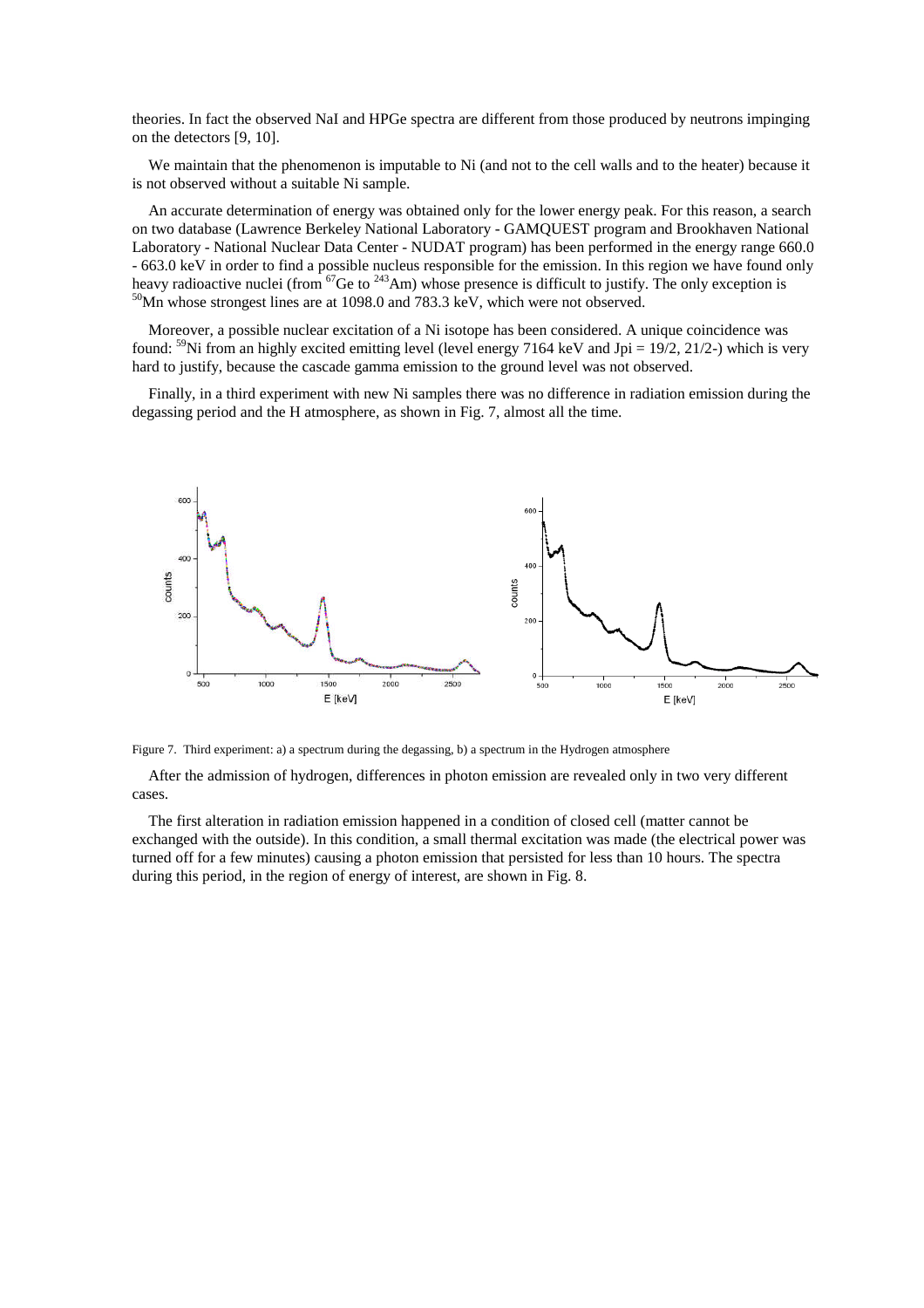theories. In fact the observed NaI and HPGe spectra are different from those produced by neutrons impinging on the detectors [9, 10].

We maintain that the phenomenon is imputable to Ni (and not to the cell walls and to the heater) because it is not observed without a suitable Ni sample.

An accurate determination of energy was obtained only for the lower energy peak. For this reason, a search on two database (Lawrence Berkeley National Laboratory - GAMQUEST program and Brookhaven National Laboratory - National Nuclear Data Center - NUDAT program) has been performed in the energy range 660.0 - 663.0 keV in order to find a possible nucleus responsible for the emission. In this region we have found only heavy radioactive nuclei (from $^{67}$Ge to $^{243}$Am) whose presence is difficult to justify. The only exception is $^{50}$Mn whose strongest lines are at 1098.0 and 783.3 keV, which were not observed.

Moreover, a possible nuclear excitation of a Ni isotope has been considered. A unique coincidence was found: $^{59}$Ni from an highly excited emitting level (level energy 7164 keV and Jpi = 19/2, 21/2-) which is very hard to justify, because the cascade gamma emission to the ground level was not observed.

Finally, in a third experiment with new Ni samples there was no difference in radiation emission during the degassing period and the H atmosphere, as shown in Fig. 7, almost all the time.

Figure 7. Third experiment: a) a spectrum during the degassing, b) a spectrum in the Hydrogen atmosphere

After the admission of hydrogen, differences in photon emission are revealed only in two very different cases.

The first alteration in radiation emission happened in a condition of closed cell (matter cannot be exchanged with the outside). In this condition, a small thermal excitation was made (the electrical power was turned off for a few minutes) causing a photon emission that persisted for less than 10 hours. The spectra during this period, in the region of energy of interest, are shown in Fig. 8.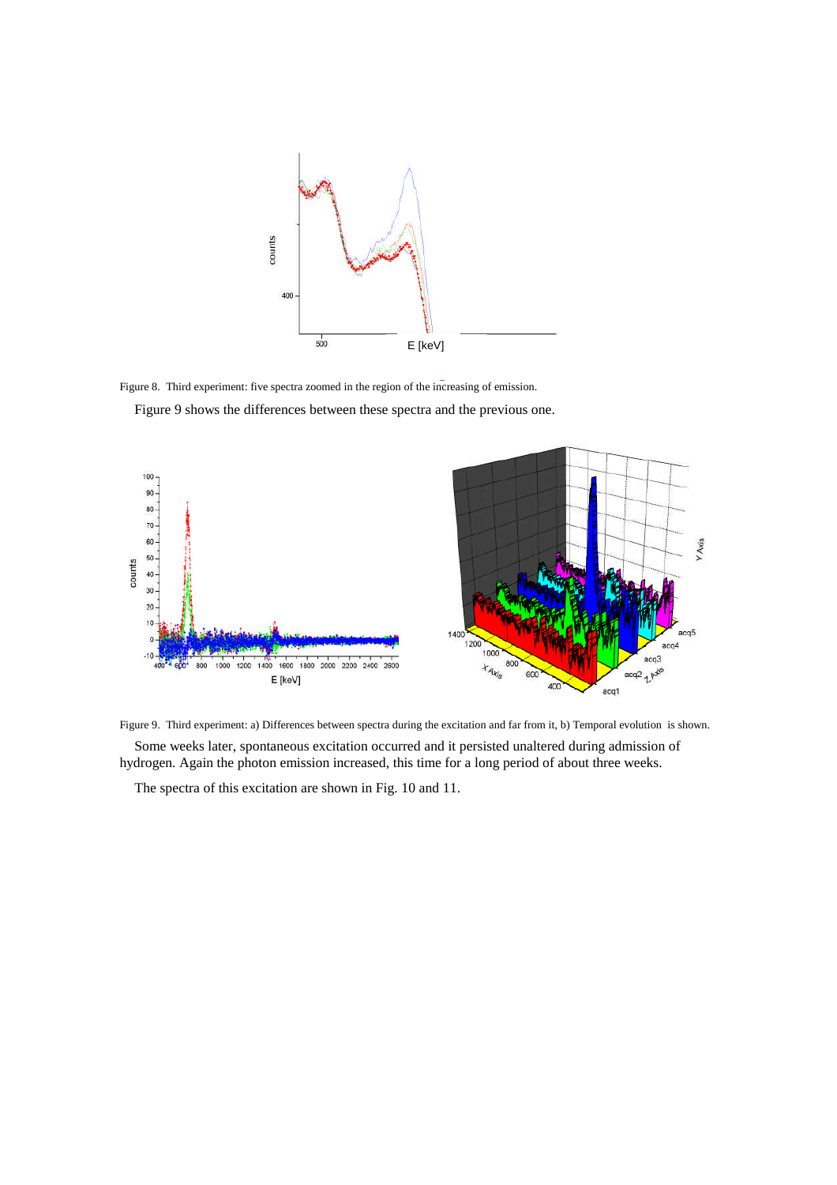Figure 8. Third experiment: five spectra zoomed in the region of the increasing of emission.

Figure 9 shows the differences between these spectra and the previous one.

Figure 9. Third experiment: a) Differences between spectra during the excitation and far from it, b) Temporal evolution is shown.

Some weeks later, spontaneous excitation occurred and it persisted unaltered during admission of hydrogen. Again the photon emission increased, this time for a long period of about three weeks.

The spectra of this excitation are shown in Fig. 10 and 11.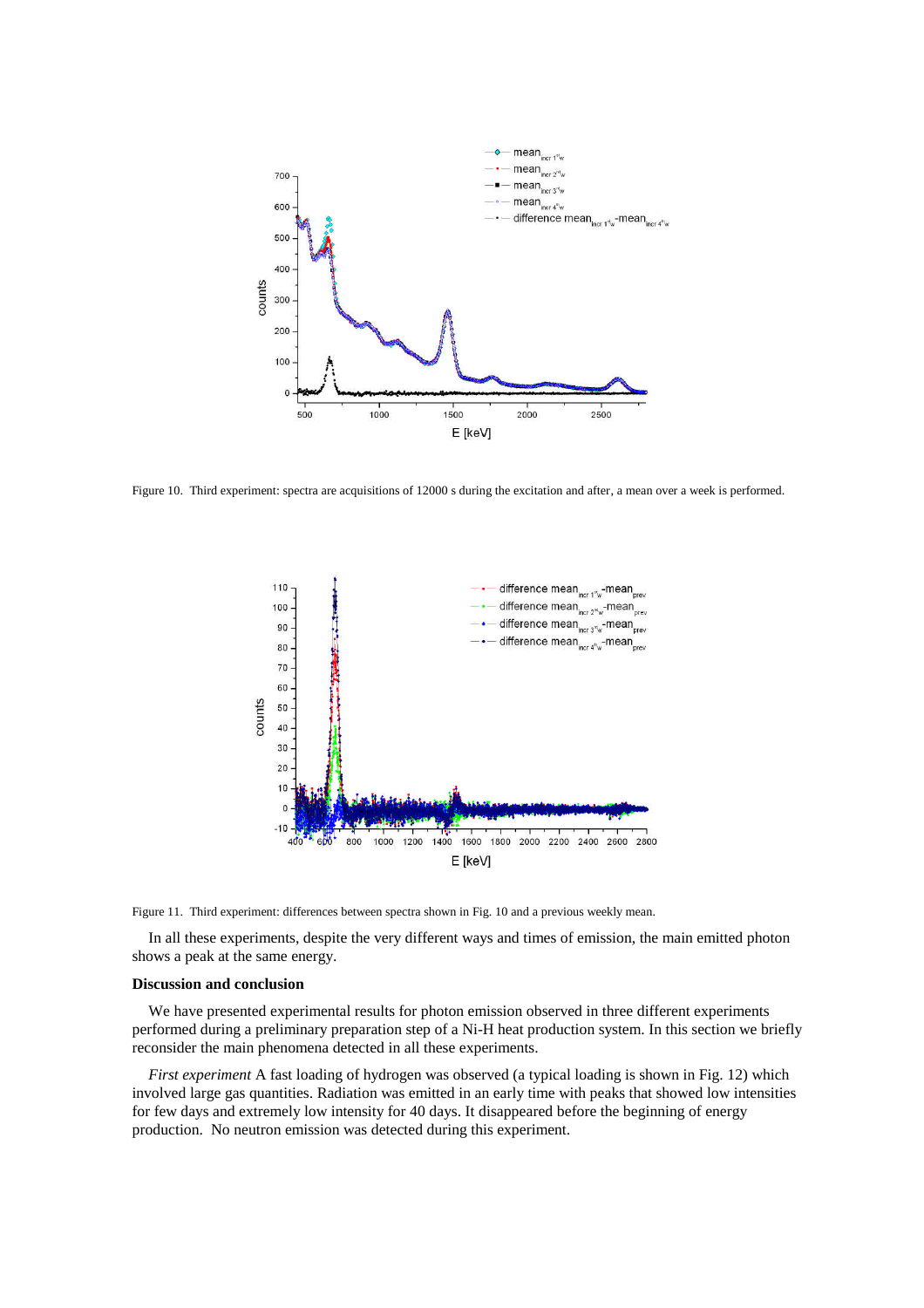Figure 10. Third experiment: spectra are acquisitions of 12000 s during the excitation and after, a mean over a week is performed.

Figure 11. Third experiment: differences between spectra shown in Fig. 10 and a previous weekly mean.

In all these experiments, despite the very different ways and times of emission, the main emitted photon shows a peak at the same energy.

**Discussion and conclusion**

We have presented experimental results for photon emission observed in three different experiments performed during a preliminary preparation step of a Ni-H heat production system. In this section we briefly reconsider the main phenomena detected in all these experiments.

*First experiment* A fast loading of hydrogen was observed (a typical loading is shown in Fig. 12) which involved large gas quantities. Radiation was emitted in an early time with peaks that showed low intensities for few days and extremely low intensity for 40 days. It disappeared before the beginning of energy production. No neutron emission was detected during this experiment.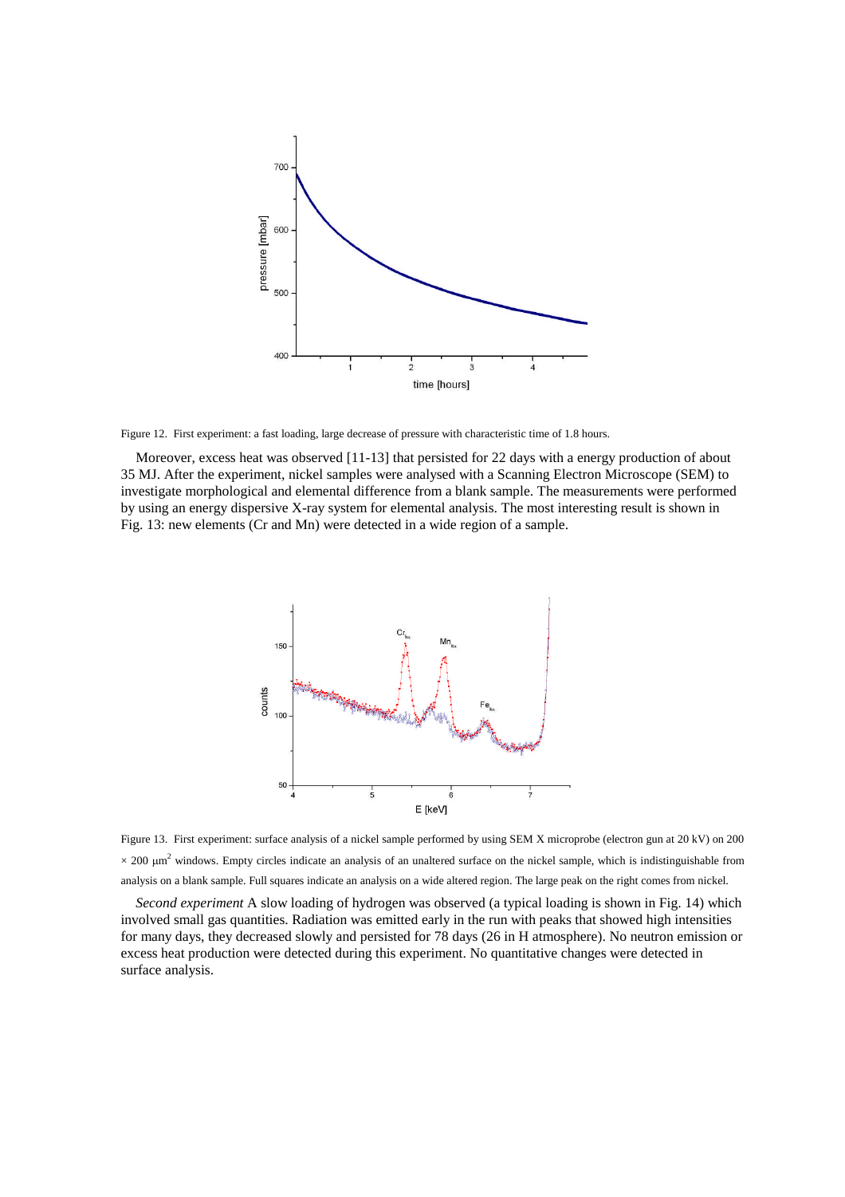Figure 12. First experiment: a fast loading, large decrease of pressure with characteristic time of 1.8 hours.

Moreover, excess heat was observed [11-13] that persisted for 22 days with a energy production of about 35 MJ. After the experiment, nickel samples were analysed with a Scanning Electron Microscope (SEM) to investigate morphological and elemental difference from a blank sample. The measurements were performed by using an energy dispersive X-ray system for elemental analysis. The most interesting result is shown in Fig. 13: new elements (Cr and Mn) were detected in a wide region of a sample.

Figure 13. First experiment: surface analysis of a nickel sample performed by using SEM X microprobe (electron gun at 20 kV) on 200 × 200 $\mu m^2$ windows. Empty circles indicate an analysis of an unaltered surface on the nickel sample, which is indistinguishable from analysis on a blank sample. Full squares indicate an analysis on a wide altered region. The large peak on the right comes from nickel.

*Second experiment* A slow loading of hydrogen was observed (a typical loading is shown in Fig. 14) which involved small gas quantities. Radiation was emitted early in the run with peaks that showed high intensities for many days, they decreased slowly and persisted for 78 days (26 in H atmosphere). No neutron emission or excess heat production were detected during this experiment. No quantitative changes were detected in surface analysis.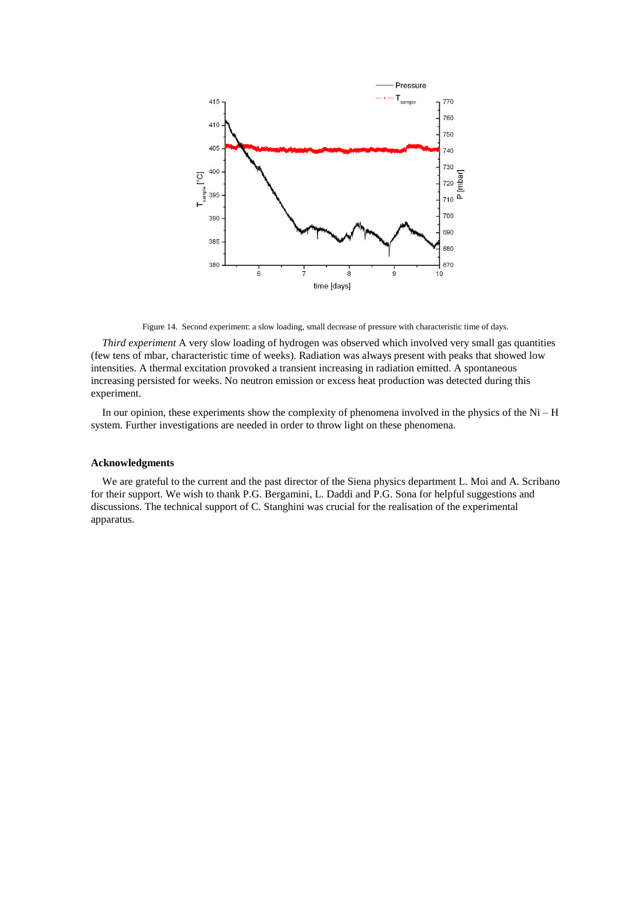Figure 14. Second experiment: a slow loading, small decrease of pressure with characteristic time of days.

*Third experiment* A very slow loading of hydrogen was observed which involved very small gas quantities (few tens of mbar, characteristic time of weeks). Radiation was always present with peaks that showed low intensities. A thermal excitation provoked a transient increasing in radiation emitted. A spontaneous increasing persisted for weeks. No neutron emission or excess heat production was detected during this experiment.

In our opinion, these experiments show the complexity of phenomena involved in the physics of the Ni – H system. Further investigations are needed in order to throw light on these phenomena.

### Acknowledgments

We are grateful to the current and the past director of the Siena physics department L. Moi and A. Scribano for their support. We wish to thank P.G. Bergamini, L. Daddi and P.G. Sona for helpful suggestions and discussions. The technical support of C. Stanghini was crucial for the realisation of the experimental apparatus.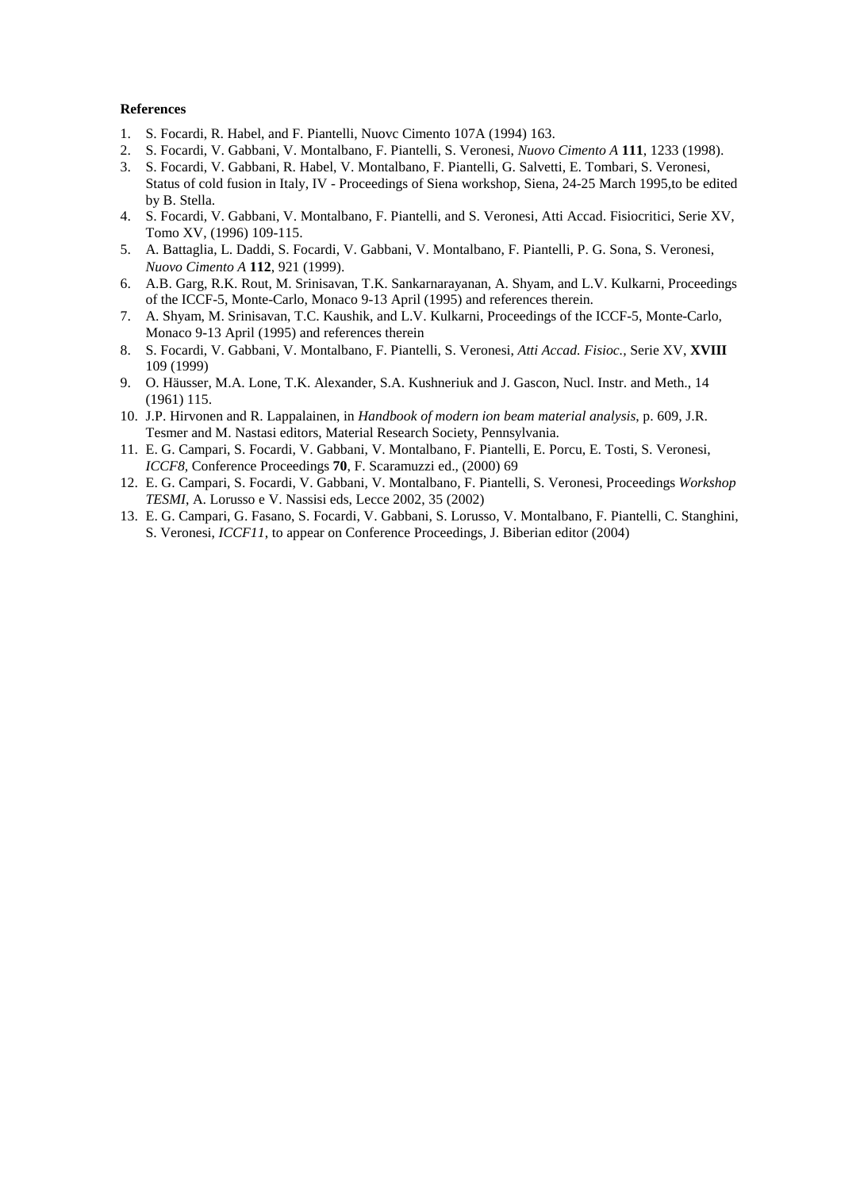**References**

1. S. Focardi, R. Habel, and F. Piantelli, Nuovc Cimento 107A (1994) 163.
2. S. Focardi, V. Gabbani, V. Montalbano, F. Piantelli, S. Veronesi, *Nuovo Cimento A* **111**, 1233 (1998).
3. S. Focardi, V. Gabbani, R. Habel, V. Montalbano, F. Piantelli, G. Salvetti, E. Tombari, S. Veronesi, Status of cold fusion in Italy, IV - Proceedings of Siena workshop, Siena, 24-25 March 1995,to be edited by B. Stella.
4. S. Focardi, V. Gabbani, V. Montalbano, F. Piantelli, and S. Veronesi, Atti Accad. Fisiocritici, Serie XV, Tomo XV, (1996) 109-115.
5. A. Battaglia, L. Daddi, S. Focardi, V. Gabbani, V. Montalbano, F. Piantelli, P. G. Sona, S. Veronesi, *Nuovo Cimento A* **112**, 921 (1999).
6. A.B. Garg, R.K. Rout, M. Srinisavan, T.K. Sankarnarayanan, A. Shyam, and L.V. Kulkarni, Proceedings of the ICCF-5, Monte-Carlo, Monaco 9-13 April (1995) and references therein.
7. A. Shyam, M. Srinisavan, T.C. Kaushik, and L.V. Kulkarni, Proceedings of the ICCF-5, Monte-Carlo, Monaco 9-13 April (1995) and references therein
8. S. Focardi, V. Gabbani, V. Montalbano, F. Piantelli, S. Veronesi, *Atti Accad. Fisioc.*, Serie XV, **XVIII** 109 (1999)
9. O. Häusser, M.A. Lone, T.K. Alexander, S.A. Kushneriuk and J. Gascon, Nucl. Instr. and Meth., 14 (1961) 115.
10. J.P. Hirvonen and R. Lappalainen, in *Handbook of modern ion beam material analysis*, p. 609, J.R. Tesmer and M. Nastasi editors, Material Research Society, Pennsylvania.
11. E. G. Campari, S. Focardi, V. Gabbani, V. Montalbano, F. Piantelli, E. Porcu, E. Tosti, S. Veronesi, *ICCF8*, Conference Proceedings **70**, F. Scaramuzzi ed., (2000) 69
12. E. G. Campari, S. Focardi, V. Gabbani, V. Montalbano, F. Piantelli, S. Veronesi, Proceedings *Workshop TESMI*, A. Lorusso e V. Nassisi eds, Lecce 2002, 35 (2002)
13. E. G. Campari, G. Fasano, S. Focardi, V. Gabbani, S. Lorusso, V. Montalbano, F. Piantelli, C. Stanghini, S. Veronesi, *ICCF11*, to appear on Conference Proceedings, J. Biberian editor (2004)